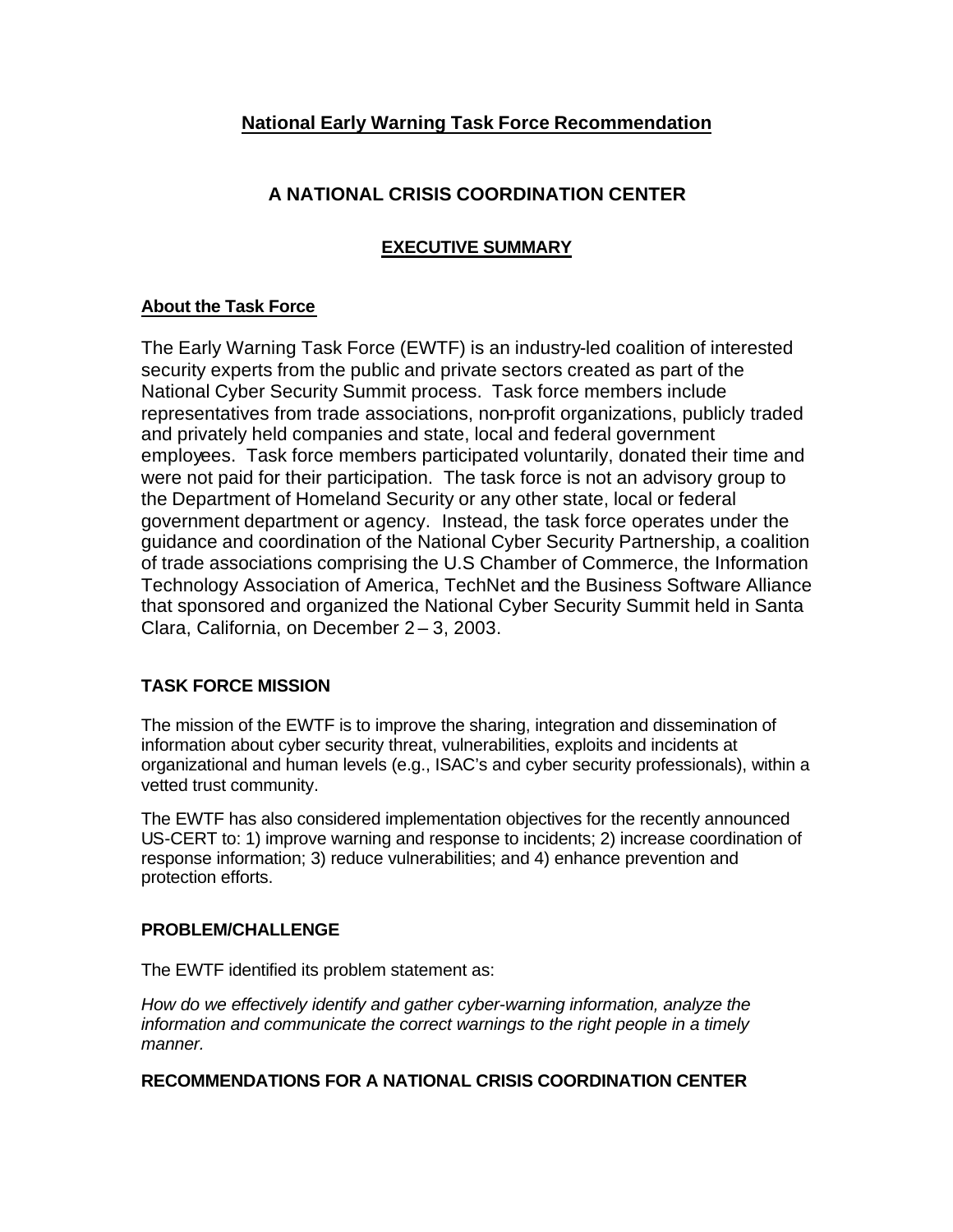# National Early Warning Task Force Recommendation

## A NATIONAL CRISIS COORDINATION CENTER

### EXECUTIVE SUMMARY

**About the Task Force**

The Early Warning Task Force (EWTF) is an industry-led coalition of interested security experts from the public and private sectors created as part of the National Cyber Security Summit process. Task force members include representatives from trade associations, non-profit organizations, publicly traded and privately held companies and state, local and federal government employees. Task force members participated voluntarily, donated their time and were not paid for their participation. The task force is not an advisory group to the Department of Homeland Security or any other state, local or federal government department or agency. Instead, the task force operates under the guidance and coordination of the National Cyber Security Partnership, a coalition of trade associations comprising the U.S Chamber of Commerce, the Information Technology Association of America, TechNet and the Business Software Alliance that sponsored and organized the National Cyber Security Summit held in Santa Clara, California, on December 2 – 3, 2003.

### TASK FORCE MISSION

The mission of the EWTF is to improve the sharing, integration and dissemination of information about cyber security threat, vulnerabilities, exploits and incidents at organizational and human levels (e.g., ISAC's and cyber security professionals), within a vetted trust community.

The EWTF has also considered implementation objectives for the recently announced US-CERT to: 1) improve warning and response to incidents; 2) increase coordination of response information; 3) reduce vulnerabilities; and 4) enhance prevention and protection efforts.

### PROBLEM/CHALLENGE

The EWTF identified its problem statement as:

*How do we effectively identify and gather cyber-warning information, analyze the information and communicate the correct warnings to the right people in a timely manner.*

### RECOMMENDATIONS FOR A NATIONAL CRISIS COORDINATION CENTER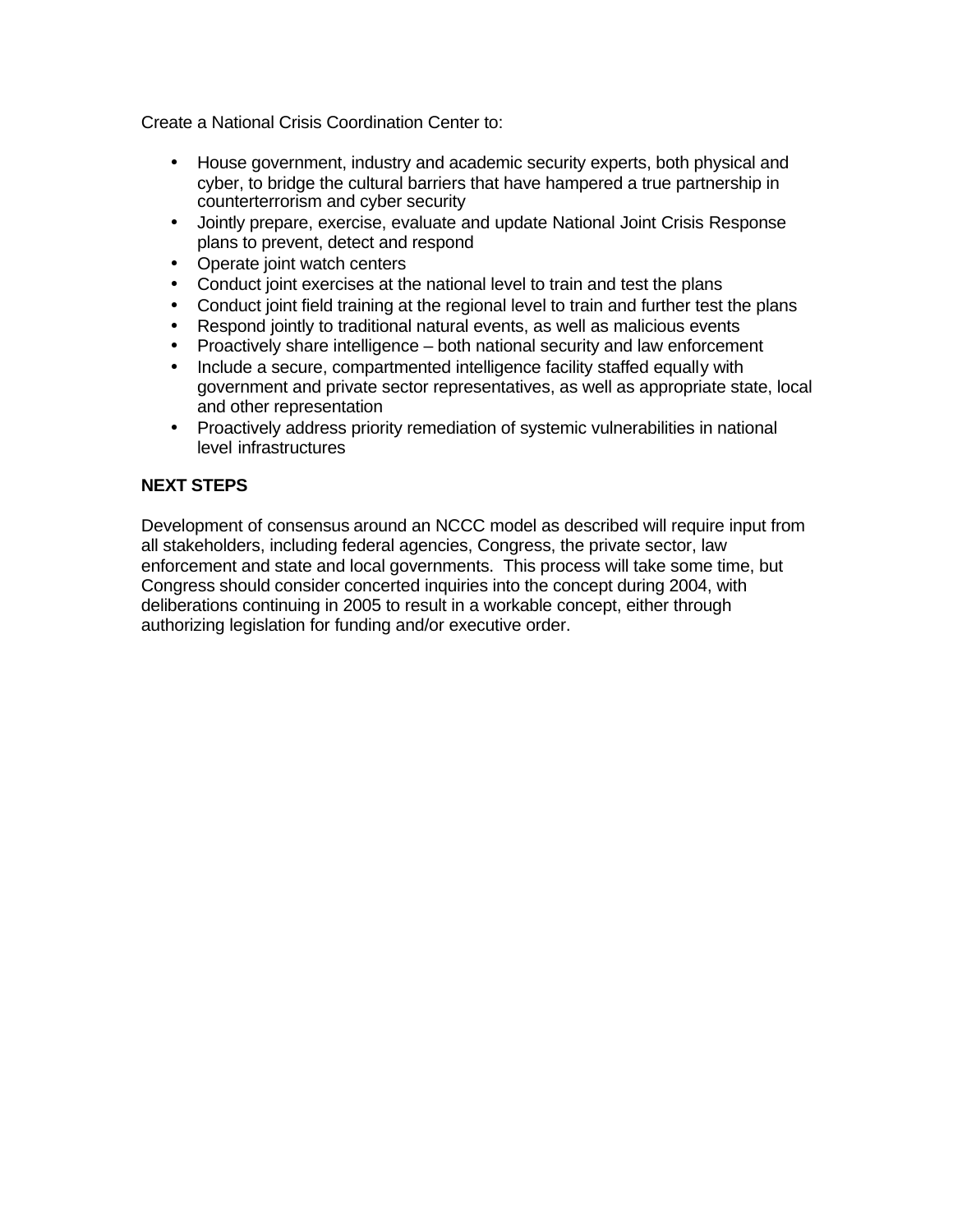Create a National Crisis Coordination Center to:

- House government, industry and academic security experts, both physical and cyber, to bridge the cultural barriers that have hampered a true partnership in counterterrorism and cyber security
- Jointly prepare, exercise, evaluate and update National Joint Crisis Response plans to prevent, detect and respond
- Operate joint watch centers
- Conduct joint exercises at the national level to train and test the plans
- Conduct joint field training at the regional level to train and further test the plans
- Respond jointly to traditional natural events, as well as malicious events
- Proactively share intelligence – both national security and law enforcement
- Include a secure, compartmented intelligence facility staffed equally with government and private sector representatives, as well as appropriate state, local and other representation
- Proactively address priority remediation of systemic vulnerabilities in national level infrastructures

**NEXT STEPS**

Development of consensus around an NCCC model as described will require input from all stakeholders, including federal agencies, Congress, the private sector, law enforcement and state and local governments. This process will take some time, but Congress should consider concerted inquiries into the concept during 2004, with deliberations continuing in 2005 to result in a workable concept, either through authorizing legislation for funding and/or executive order.